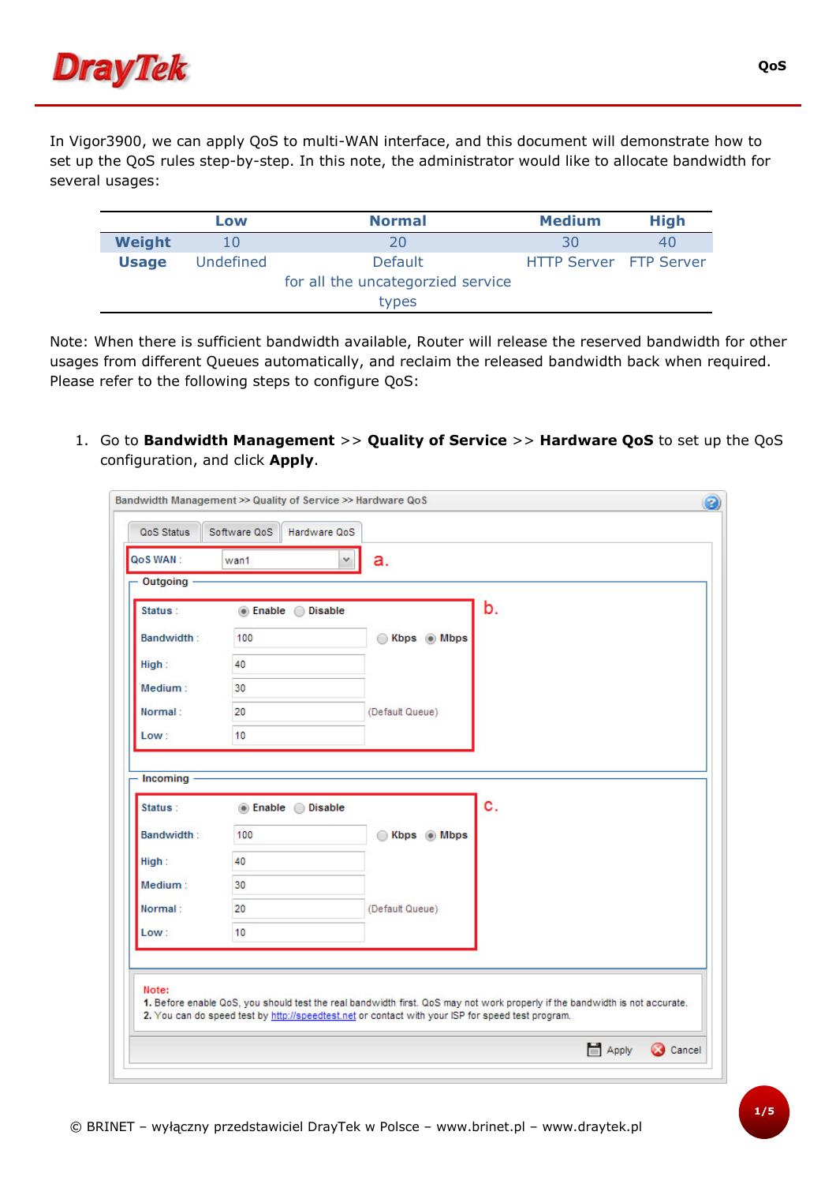In Vigor3900, we can apply QoS to multi-WAN interface, and this document will demonstrate how to set up the QoS rules step-by-step. In this note, the administrator would like to allocate bandwidth for several usages:

| | Low | Normal | Medium | High |
|---|---|---|---|---|
| **Weight** | 10 | 20 | 30 | 40 |
| **Usage** | Undefined | Default for all the uncategorzied service types | HTTP Server | FTP Server |

Note: When there is sufficient bandwidth available, Router will release the reserved bandwidth for other usages from different Queues automatically, and reclaim the released bandwidth back when required. Please refer to the following steps to configure QoS:

1. Go to **Bandwidth Management** >> **Quality of Service** >> **Hardware QoS** to set up the QoS configuration, and click **Apply**.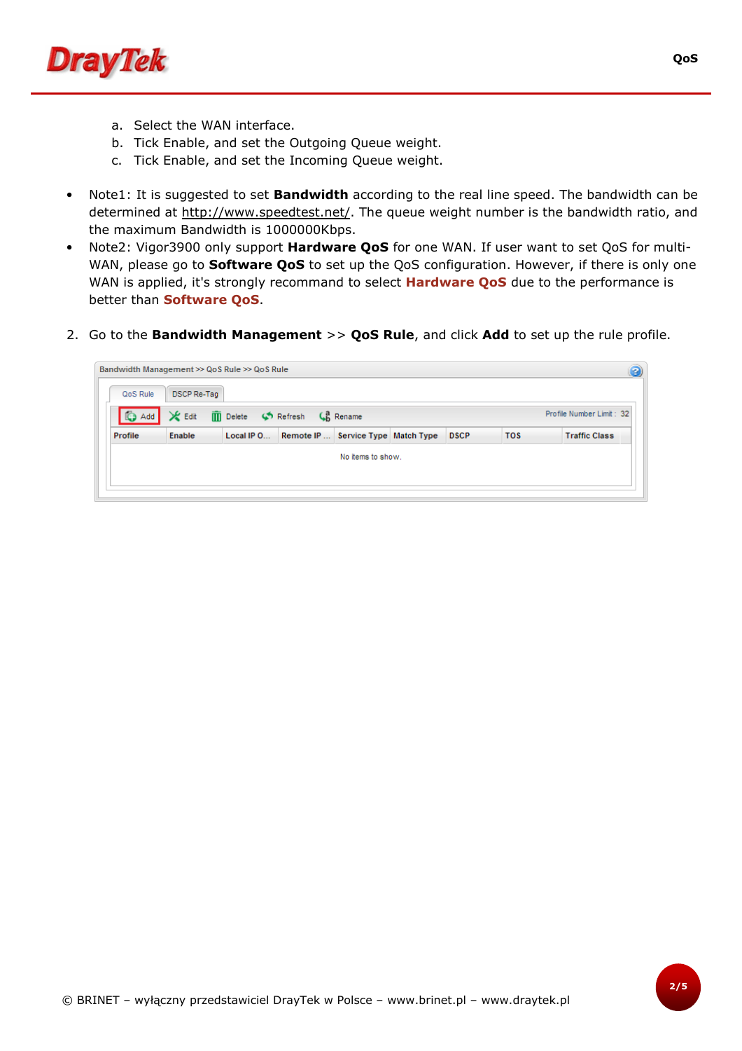a. Select the WAN interface.
   b. Tick Enable, and set the Outgoing Queue weight.
   c. Tick Enable, and set the Incoming Queue weight.

- Note1: It is suggested to set **Bandwidth** according to the real line speed. The bandwidth can be determined at http://www.speedtest.net/. The queue weight number is the bandwidth ratio, and the maximum Bandwidth is 1000000Kbps.
- Note2: Vigor3900 only support **Hardware QoS** for one WAN. If user want to set QoS for multi-WAN, please go to **Software QoS** to set up the QoS configuration. However, if there is only one WAN is applied, it's strongly recommand to select **Hardware QoS** due to the performance is better than **Software QoS**.

2. Go to the **Bandwidth Management** >> **QoS Rule**, and click **Add** to set up the rule profile.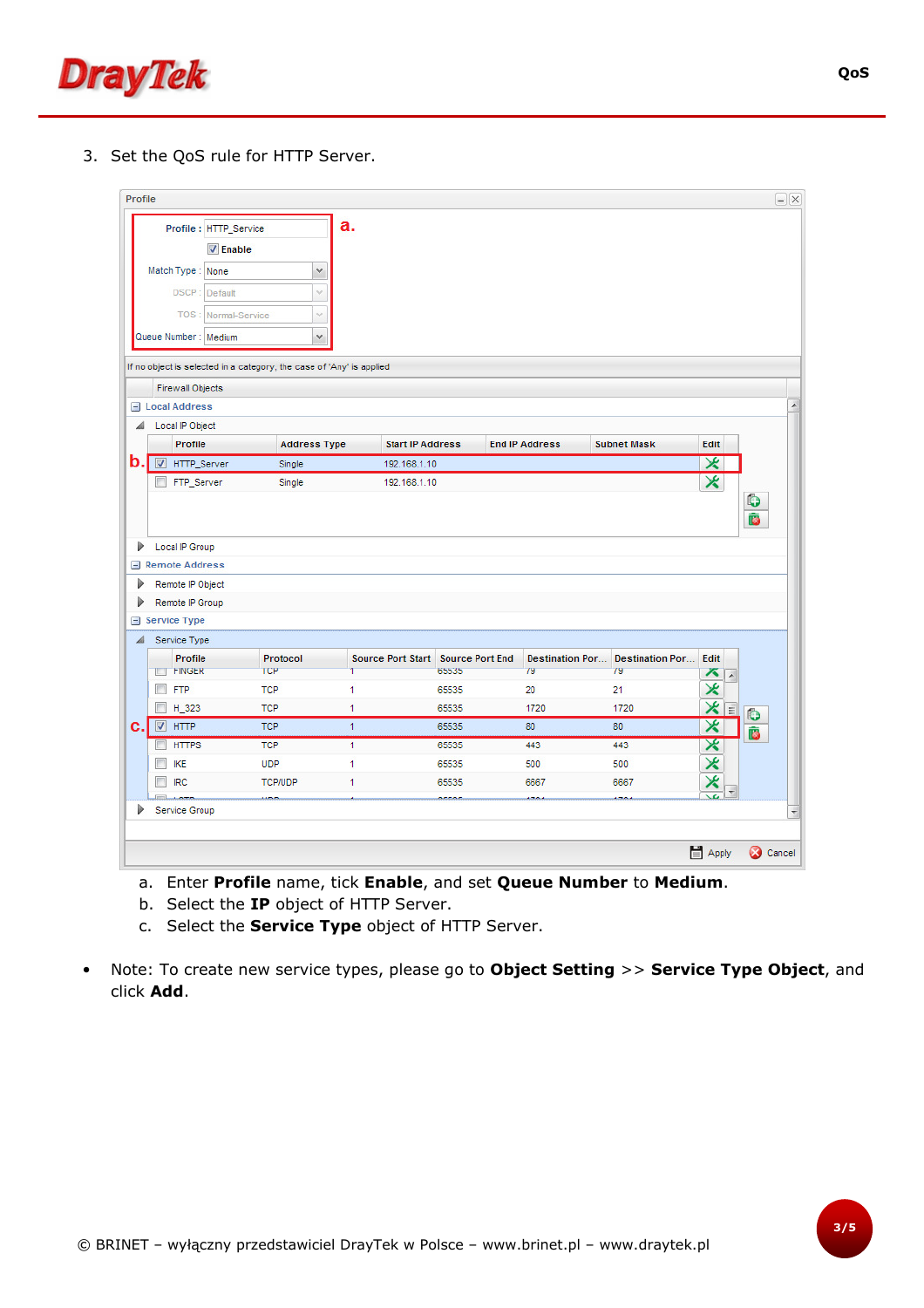3. Set the QoS rule for HTTP Server.

a. Enter **Profile** name, tick **Enable**, and set **Queue Number** to **Medium**.
b. Select the **IP** object of HTTP Server.
c. Select the **Service Type** object of HTTP Server.

- Note: To create new service types, please go to **Object Setting** >> **Service Type Object**, and click **Add**.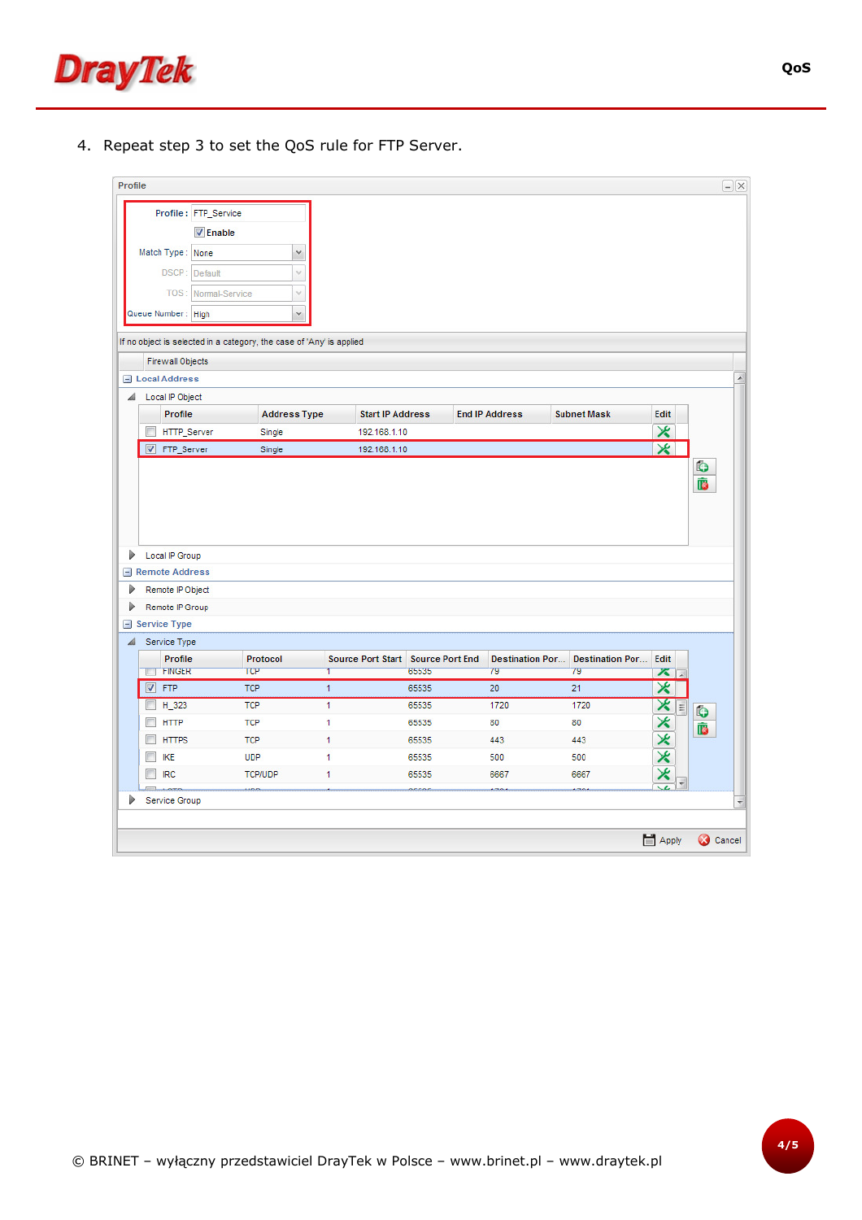4. Repeat step 3 to set the QoS rule for FTP Server.

Profile

Profile : FTP_Service

Enable

Match Type : None

DSCP : Default

TOS : Normal-Service

Queue Number : High

If no object is selected in a category, the case of 'Any' is applied

Firewall Objects

Local Address

Local IP Object

| | Profile | Address Type | Start IP Address | End IP Address | Subnet Mask | Edit |
|---|---|---|---|---|---|---|
| ☐ | HTTP_Server | Single | 192.168.1.10 | | | |
| ☑ | FTP_Server | Single | 192.168.1.10 | | | |

Local IP Group

Remote Address

Remote IP Object

Remote IP Group

Service Type

Service Type

| | Profile | Protocol | Source Port Start | Source Port End | Destination Por... | Destination Por... | Edit |
|---|---|---|---|---|---|---|---|
| ☐ | FINGER | TCP | 1 | 65535 | 79 | 79 | |
| ☑ | FTP | TCP | 1 | 65535 | 20 | 21 | |
| ☐ | H_323 | TCP | 1 | 65535 | 1720 | 1720 | |
| ☐ | HTTP | TCP | 1 | 65535 | 80 | 80 | |
| ☐ | HTTPS | TCP | 1 | 65535 | 443 | 443 | |
| ☐ | IKE | UDP | 1 | 65535 | 500 | 500 | |
| ☐ | IRC | TCP/UDP | 1 | 65535 | 6667 | 6667 | |

Service Group

Apply Cancel

© BRINET – wyłączny przedstawiciel DrayTek w Polsce – www.brinet.pl – www.draytek.pl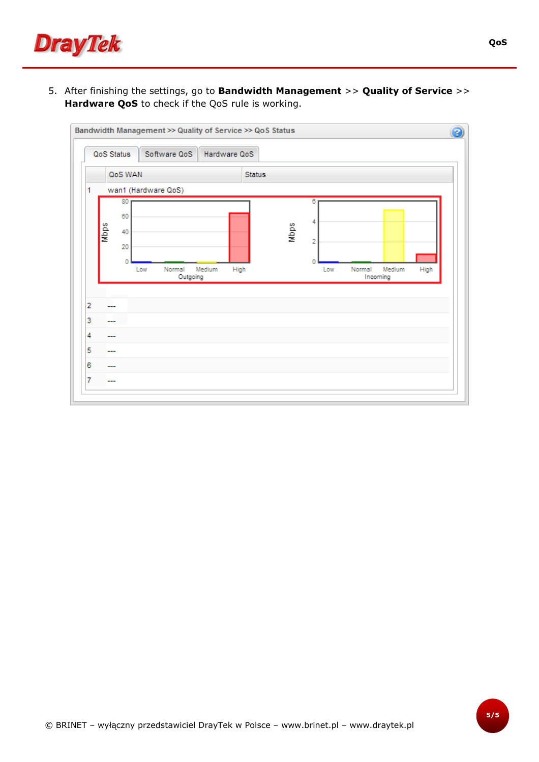5. After finishing the settings, go to **Bandwidth Management** >> **Quality of Service** >> **Hardware QoS** to check if the QoS rule is working.

Bandwidth Management >> Quality of Service >> QoS Status

QoS Status | Software QoS | Hardware QoS

| | QoS WAN | Status |
|---|---|---|
| 1 | wan1 (Hardware QoS) | |
| 2 | --- | |
| 3 | --- | |
| 4 | --- | |
| 5 | --- | |
| 6 | --- | |
| 7 | --- | |

Mbps

80
60
40
20
0

Low Normal Medium High

Outgoing

Mbps

6
4
2
0

Low Normal Medium High

Incoming